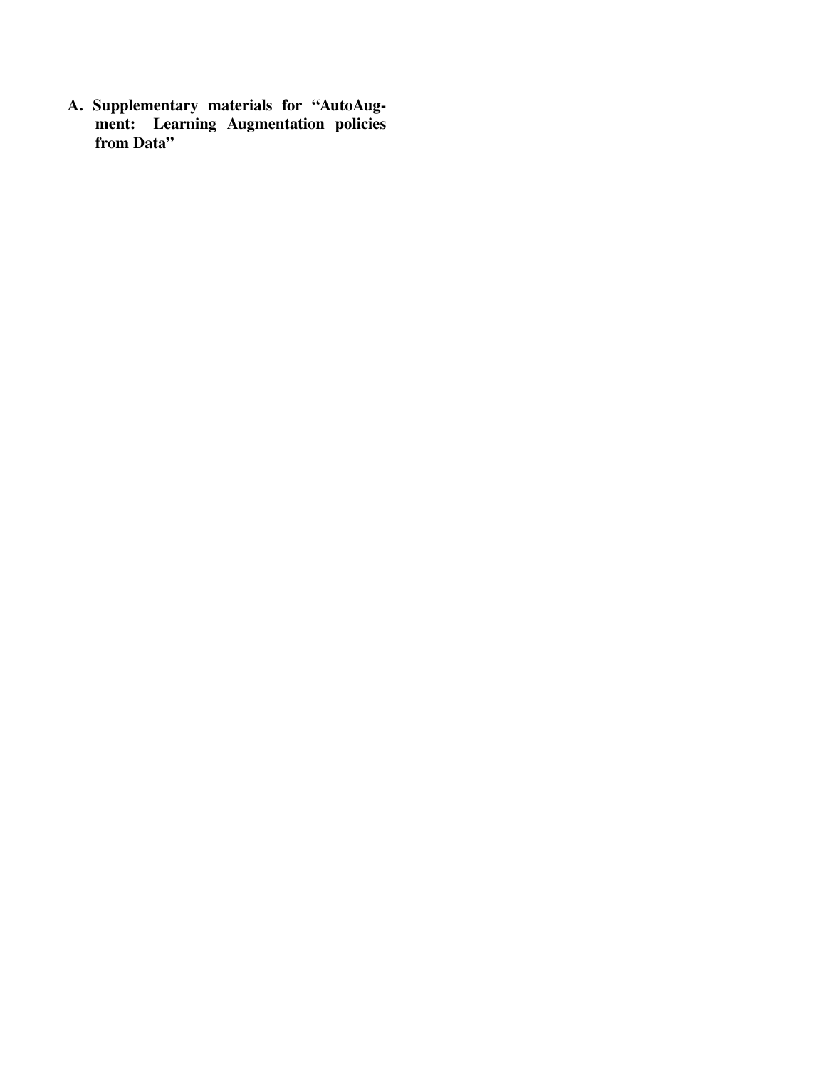# A. Supplementary materials for "AutoAugment: Learning Augmentation policies from Data"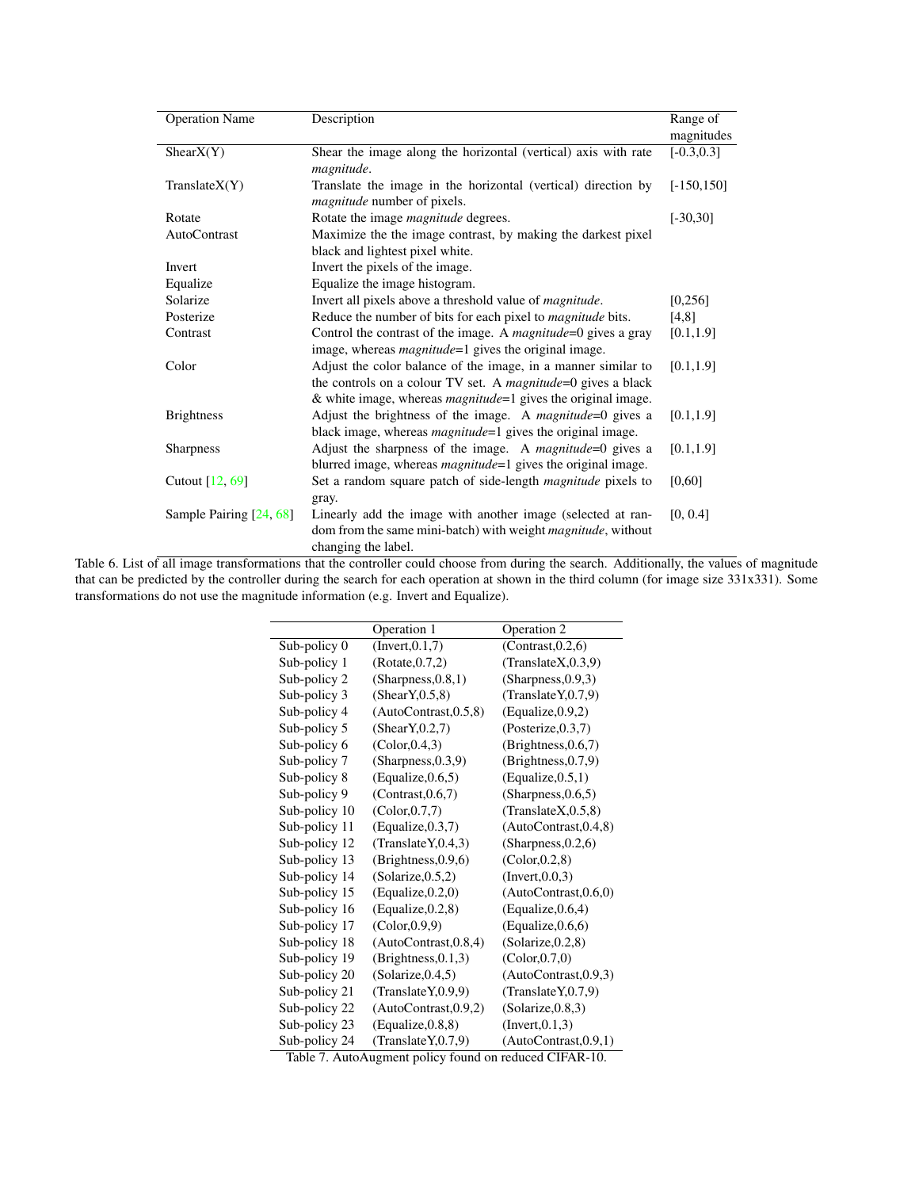| Operation Name | Description | Range of magnitudes |
|---|---|---|
| ShearX(Y) | Shear the image along the horizontal (vertical) axis with rate *magnitude*. | [-0.3,0.3] |
| TranslateX(Y) | Translate the image in the horizontal (vertical) direction by *magnitude* number of pixels. | [-150,150] |
| Rotate | Rotate the image *magnitude* degrees. | [-30,30] |
| AutoContrast | Maximize the the image contrast, by making the darkest pixel black and lightest pixel white. | |
| Invert | Invert the pixels of the image. | |
| Equalize | Equalize the image histogram. | |
| Solarize | Invert all pixels above a threshold value of *magnitude*. | [0,256] |
| Posterize | Reduce the number of bits for each pixel to *magnitude* bits. | [4,8] |
| Contrast | Control the contrast of the image. A *magnitude*=0 gives a gray image, whereas *magnitude*=1 gives the original image. | [0.1,1.9] |
| Color | Adjust the color balance of the image, in a manner similar to the controls on a colour TV set. A *magnitude*=0 gives a black & white image, whereas *magnitude*=1 gives the original image. | [0.1,1.9] |
| Brightness | Adjust the brightness of the image. A *magnitude*=0 gives a black image, whereas *magnitude*=1 gives the original image. | [0.1,1.9] |
| Sharpness | Adjust the sharpness of the image. A *magnitude*=0 gives a blurred image, whereas *magnitude*=1 gives the original image. | [0.1,1.9] |
| Cutout [12, 69] | Set a random square patch of side-length *magnitude* pixels to gray. | [0,60] |
| Sample Pairing [24, 68] | Linearly add the image with another image (selected at random from the same mini-batch) with weight *magnitude*, without changing the label. | [0, 0.4] |

Table 6. List of all image transformations that the controller could choose from during the search. Additionally, the values of magnitude that can be predicted by the controller during the search for each operation at shown in the third column (for image size 331x331). Some transformations do not use the magnitude information (e.g. Invert and Equalize).

| | Operation 1 | Operation 2 |
|---|---|---|
| Sub-policy 0 | (Invert,0.1,7) | (Contrast,0.2,6) |
| Sub-policy 1 | (Rotate,0.7,2) | (TranslateX,0.3,9) |
| Sub-policy 2 | (Sharpness,0.8,1) | (Sharpness,0.9,3) |
| Sub-policy 3 | (ShearY,0.5,8) | (TranslateY,0.7,9) |
| Sub-policy 4 | (AutoContrast,0.5,8) | (Equalize,0.9,2) |
| Sub-policy 5 | (ShearY,0.2,7) | (Posterize,0.3,7) |
| Sub-policy 6 | (Color,0.4,3) | (Brightness,0.6,7) |
| Sub-policy 7 | (Sharpness,0.3,9) | (Brightness,0.7,9) |
| Sub-policy 8 | (Equalize,0.6,5) | (Equalize,0.5,1) |
| Sub-policy 9 | (Contrast,0.6,7) | (Sharpness,0.6,5) |
| Sub-policy 10 | (Color,0.7,7) | (TranslateX,0.5,8) |
| Sub-policy 11 | (Equalize,0.3,7) | (AutoContrast,0.4,8) |
| Sub-policy 12 | (TranslateY,0.4,3) | (Sharpness,0.2,6) |
| Sub-policy 13 | (Brightness,0.9,6) | (Color,0.2,8) |
| Sub-policy 14 | (Solarize,0.5,2) | (Invert,0.0,3) |
| Sub-policy 15 | (Equalize,0.2,0) | (AutoContrast,0.6,0) |
| Sub-policy 16 | (Equalize,0.2,8) | (Equalize,0.6,4) |
| Sub-policy 17 | (Color,0.9,9) | (Equalize,0.6,6) |
| Sub-policy 18 | (AutoContrast,0.8,4) | (Solarize,0.2,8) |
| Sub-policy 19 | (Brightness,0.1,3) | (Color,0.7,0) |
| Sub-policy 20 | (Solarize,0.4,5) | (AutoContrast,0.9,3) |
| Sub-policy 21 | (TranslateY,0.9,9) | (TranslateY,0.7,9) |
| Sub-policy 22 | (AutoContrast,0.9,2) | (Solarize,0.8,3) |
| Sub-policy 23 | (Equalize,0.8,8) | (Invert,0.1,3) |
| Sub-policy 24 | (TranslateY,0.7,9) | (AutoContrast,0.9,1) |

Table 7. AutoAugment policy found on reduced CIFAR-10.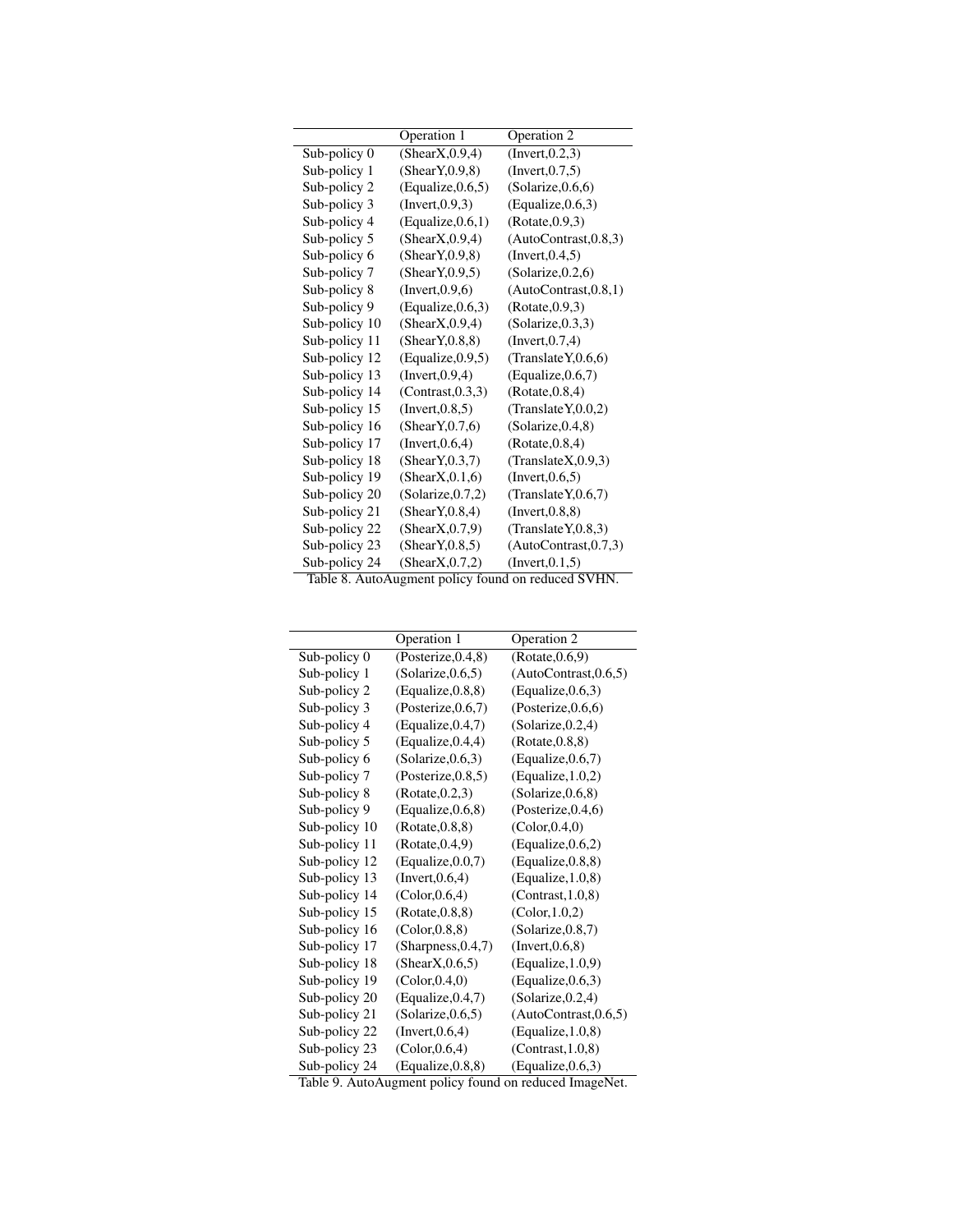| | Operation 1 | Operation 2 |
|---|---|---|
| Sub-policy 0 | (ShearX,0.9,4) | (Invert,0.2,3) |
| Sub-policy 1 | (ShearY,0.9,8) | (Invert,0.7,5) |
| Sub-policy 2 | (Equalize,0.6,5) | (Solarize,0.6,6) |
| Sub-policy 3 | (Invert,0.9,3) | (Equalize,0.6,3) |
| Sub-policy 4 | (Equalize,0.6,1) | (Rotate,0.9,3) |
| Sub-policy 5 | (ShearX,0.9,4) | (AutoContrast,0.8,3) |
| Sub-policy 6 | (ShearY,0.9,8) | (Invert,0.4,5) |
| Sub-policy 7 | (ShearY,0.9,5) | (Solarize,0.2,6) |
| Sub-policy 8 | (Invert,0.9,6) | (AutoContrast,0.8,1) |
| Sub-policy 9 | (Equalize,0.6,3) | (Rotate,0.9,3) |
| Sub-policy 10 | (ShearX,0.9,4) | (Solarize,0.3,3) |
| Sub-policy 11 | (ShearY,0.8,8) | (Invert,0.7,4) |
| Sub-policy 12 | (Equalize,0.9,5) | (TranslateY,0.6,6) |
| Sub-policy 13 | (Invert,0.9,4) | (Equalize,0.6,7) |
| Sub-policy 14 | (Contrast,0.3,3) | (Rotate,0.8,4) |
| Sub-policy 15 | (Invert,0.8,5) | (TranslateY,0.0,2) |
| Sub-policy 16 | (ShearY,0.7,6) | (Solarize,0.4,8) |
| Sub-policy 17 | (Invert,0.6,4) | (Rotate,0.8,4) |
| Sub-policy 18 | (ShearY,0.3,7) | (TranslateX,0.9,3) |
| Sub-policy 19 | (ShearX,0.1,6) | (Invert,0.6,5) |
| Sub-policy 20 | (Solarize,0.7,2) | (TranslateY,0.6,7) |
| Sub-policy 21 | (ShearY,0.8,4) | (Invert,0.8,8) |
| Sub-policy 22 | (ShearX,0.7,9) | (TranslateY,0.8,3) |
| Sub-policy 23 | (ShearY,0.8,5) | (AutoContrast,0.7,3) |
| Sub-policy 24 | (ShearX,0.7,2) | (Invert,0.1,5) |

Table 8. AutoAugment policy found on reduced SVHN.

| | Operation 1 | Operation 2 |
|---|---|---|
| Sub-policy 0 | (Posterize,0.4,8) | (Rotate,0.6,9) |
| Sub-policy 1 | (Solarize,0.6,5) | (AutoContrast,0.6,5) |
| Sub-policy 2 | (Equalize,0.8,8) | (Equalize,0.6,3) |
| Sub-policy 3 | (Posterize,0.6,7) | (Posterize,0.6,6) |
| Sub-policy 4 | (Equalize,0.4,7) | (Solarize,0.2,4) |
| Sub-policy 5 | (Equalize,0.4,4) | (Rotate,0.8,8) |
| Sub-policy 6 | (Solarize,0.6,3) | (Equalize,0.6,7) |
| Sub-policy 7 | (Posterize,0.8,5) | (Equalize,1.0,2) |
| Sub-policy 8 | (Rotate,0.2,3) | (Solarize,0.6,8) |
| Sub-policy 9 | (Equalize,0.6,8) | (Posterize,0.4,6) |
| Sub-policy 10 | (Rotate,0.8,8) | (Color,0.4,0) |
| Sub-policy 11 | (Rotate,0.4,9) | (Equalize,0.6,2) |
| Sub-policy 12 | (Equalize,0.0,7) | (Equalize,0.8,8) |
| Sub-policy 13 | (Invert,0.6,4) | (Equalize,1.0,8) |
| Sub-policy 14 | (Color,0.6,4) | (Contrast,1.0,8) |
| Sub-policy 15 | (Rotate,0.8,8) | (Color,1.0,2) |
| Sub-policy 16 | (Color,0.8,8) | (Solarize,0.8,7) |
| Sub-policy 17 | (Sharpness,0.4,7) | (Invert,0.6,8) |
| Sub-policy 18 | (ShearX,0.6,5) | (Equalize,1.0,9) |
| Sub-policy 19 | (Color,0.4,0) | (Equalize,0.6,3) |
| Sub-policy 20 | (Equalize,0.4,7) | (Solarize,0.2,4) |
| Sub-policy 21 | (Solarize,0.6,5) | (AutoContrast,0.6,5) |
| Sub-policy 22 | (Invert,0.6,4) | (Equalize,1.0,8) |
| Sub-policy 23 | (Color,0.6,4) | (Contrast,1.0,8) |
| Sub-policy 24 | (Equalize,0.8,8) | (Equalize,0.6,3) |

Table 9. AutoAugment policy found on reduced ImageNet.